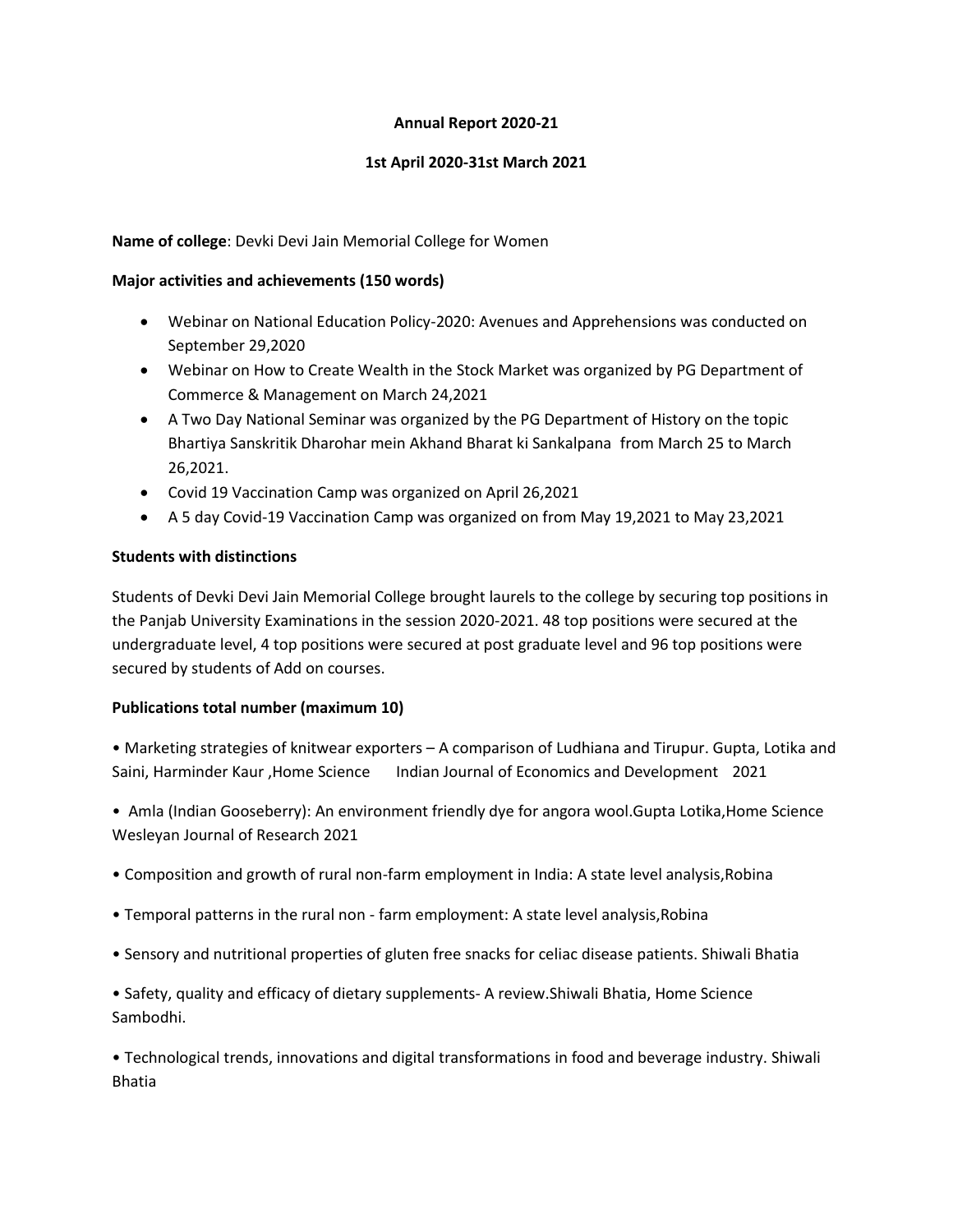**Annual Report 2020-21**

**1st April 2020-31st March 2021**

**Name of college**: Devki Devi Jain Memorial College for Women

**Major activities and achievements (150 words)**

- Webinar on National Education Policy-2020: Avenues and Apprehensions was conducted on September 29,2020
- Webinar on How to Create Wealth in the Stock Market was organized by PG Department of Commerce & Management on March 24,2021
- A Two Day National Seminar was organized by the PG Department of History on the topic Bhartiya Sanskritik Dharohar mein Akhand Bharat ki Sankalpana from March 25 to March 26,2021.
- Covid 19 Vaccination Camp was organized on April 26,2021
- A 5 day Covid-19 Vaccination Camp was organized on from May 19,2021 to May 23,2021

**Students with distinctions**

Students of Devki Devi Jain Memorial College brought laurels to the college by securing top positions in the Panjab University Examinations in the session 2020-2021. 48 top positions were secured at the undergraduate level, 4 top positions were secured at post graduate level and 96 top positions were secured by students of Add on courses.

**Publications total number (maximum 10)**

• Marketing strategies of knitwear exporters – A comparison of Ludhiana and Tirupur. Gupta, Lotika and Saini, Harminder Kaur ,Home Science Indian Journal of Economics and Development 2021

• Amla (Indian Gooseberry): An environment friendly dye for angora wool.Gupta Lotika,Home Science Wesleyan Journal of Research 2021

• Composition and growth of rural non-farm employment in India: A state level analysis,Robina

• Temporal patterns in the rural non - farm employment: A state level analysis,Robina

• Sensory and nutritional properties of gluten free snacks for celiac disease patients. Shiwali Bhatia

• Safety, quality and efficacy of dietary supplements- A review.Shiwali Bhatia, Home Science Sambodhi.

• Technological trends, innovations and digital transformations in food and beverage industry. Shiwali Bhatia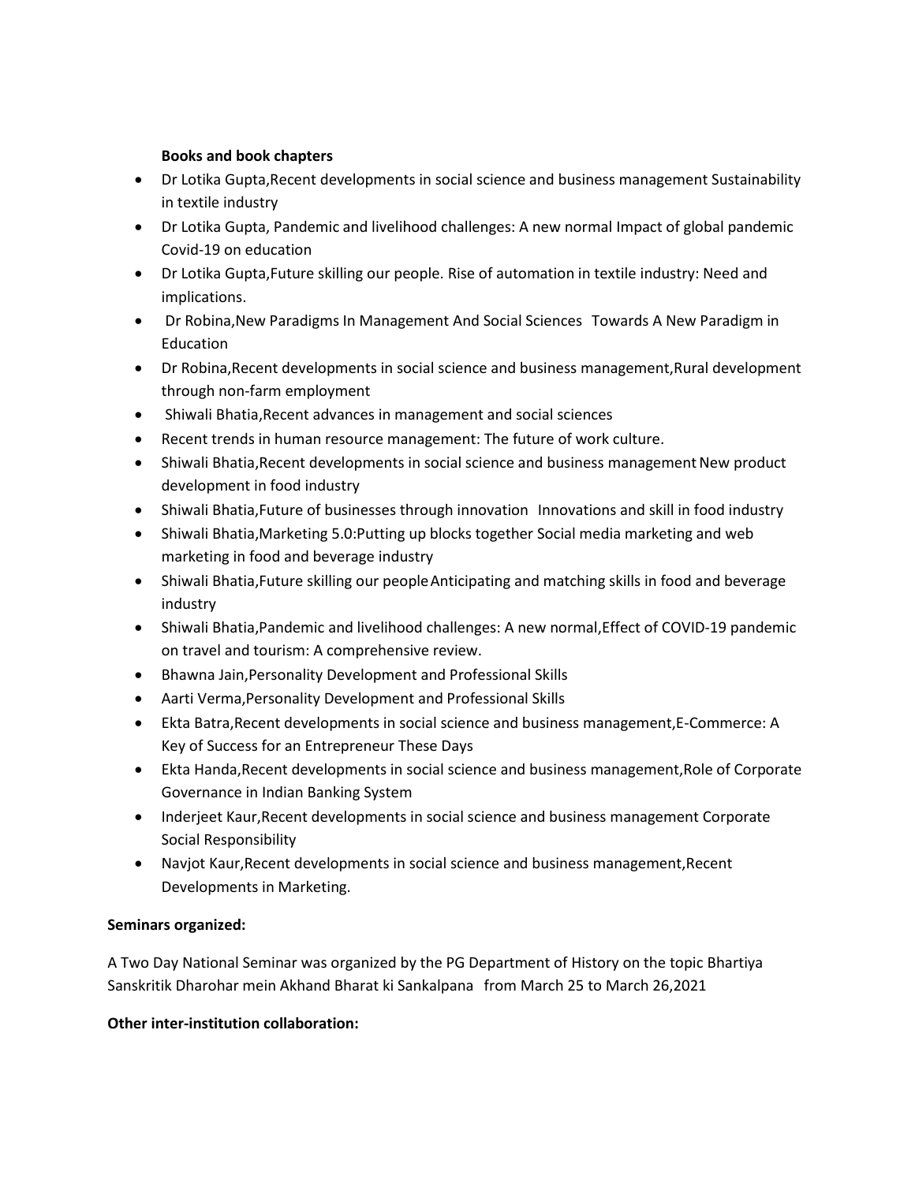**Books and book chapters**

- Dr Lotika Gupta,Recent developments in social science and business management Sustainability in textile industry
- Dr Lotika Gupta, Pandemic and livelihood challenges: A new normal Impact of global pandemic Covid-19 on education
- Dr Lotika Gupta,Future skilling our people. Rise of automation in textile industry: Need and implications.
- Dr Robina,New Paradigms In Management And Social Sciences Towards A New Paradigm in Education
- Dr Robina,Recent developments in social science and business management,Rural development through non-farm employment
- Shiwali Bhatia,Recent advances in management and social sciences
- Recent trends in human resource management: The future of work culture.
- Shiwali Bhatia,Recent developments in social science and business management New product development in food industry
- Shiwali Bhatia,Future of businesses through innovation Innovations and skill in food industry
- Shiwali Bhatia,Marketing 5.0:Putting up blocks together Social media marketing and web marketing in food and beverage industry
- Shiwali Bhatia,Future skilling our people Anticipating and matching skills in food and beverage industry
- Shiwali Bhatia,Pandemic and livelihood challenges: A new normal,Effect of COVID-19 pandemic on travel and tourism: A comprehensive review.
- Bhawna Jain,Personality Development and Professional Skills
- Aarti Verma,Personality Development and Professional Skills
- Ekta Batra,Recent developments in social science and business management,E-Commerce: A Key of Success for an Entrepreneur These Days
- Ekta Handa,Recent developments in social science and business management,Role of Corporate Governance in Indian Banking System
- Inderjeet Kaur,Recent developments in social science and business management Corporate Social Responsibility
- Navjot Kaur,Recent developments in social science and business management,Recent Developments in Marketing.

**Seminars organized:**

A Two Day National Seminar was organized by the PG Department of History on the topic Bhartiya Sanskritik Dharohar mein Akhand Bharat ki Sankalpana from March 25 to March 26,2021

**Other inter-institution collaboration:**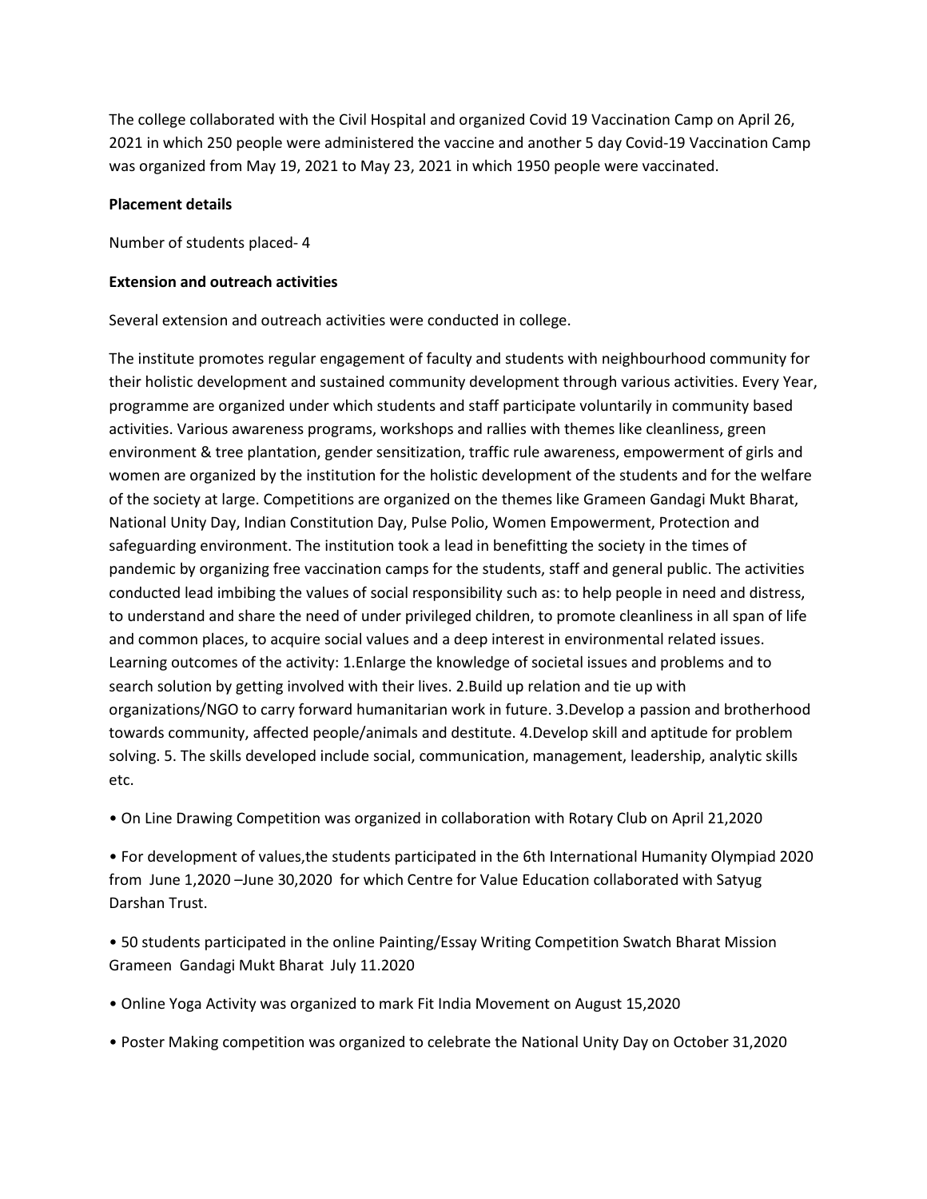The college collaborated with the Civil Hospital and organized Covid 19 Vaccination Camp on April 26, 2021 in which 250 people were administered the vaccine and another 5 day Covid-19 Vaccination Camp was organized from May 19, 2021 to May 23, 2021 in which 1950 people were vaccinated.

**Placement details**

Number of students placed- 4

**Extension and outreach activities**

Several extension and outreach activities were conducted in college.

The institute promotes regular engagement of faculty and students with neighbourhood community for their holistic development and sustained community development through various activities. Every Year, programme are organized under which students and staff participate voluntarily in community based activities. Various awareness programs, workshops and rallies with themes like cleanliness, green environment & tree plantation, gender sensitization, traffic rule awareness, empowerment of girls and women are organized by the institution for the holistic development of the students and for the welfare of the society at large. Competitions are organized on the themes like Grameen Gandagi Mukt Bharat, National Unity Day, Indian Constitution Day, Pulse Polio, Women Empowerment, Protection and safeguarding environment. The institution took a lead in benefitting the society in the times of pandemic by organizing free vaccination camps for the students, staff and general public. The activities conducted lead imbibing the values of social responsibility such as: to help people in need and distress, to understand and share the need of under privileged children, to promote cleanliness in all span of life and common places, to acquire social values and a deep interest in environmental related issues. Learning outcomes of the activity: 1.Enlarge the knowledge of societal issues and problems and to search solution by getting involved with their lives. 2.Build up relation and tie up with organizations/NGO to carry forward humanitarian work in future. 3.Develop a passion and brotherhood towards community, affected people/animals and destitute. 4.Develop skill and aptitude for problem solving. 5. The skills developed include social, communication, management, leadership, analytic skills etc.

- On Line Drawing Competition was organized in collaboration with Rotary Club on April 21,2020
- For development of values,the students participated in the 6th International Humanity Olympiad 2020 from June 1,2020 –June 30,2020 for which Centre for Value Education collaborated with Satyug Darshan Trust.
- 50 students participated in the online Painting/Essay Writing Competition Swatch Bharat Mission Grameen Gandagi Mukt Bharat July 11.2020
- Online Yoga Activity was organized to mark Fit India Movement on August 15,2020
- Poster Making competition was organized to celebrate the National Unity Day on October 31,2020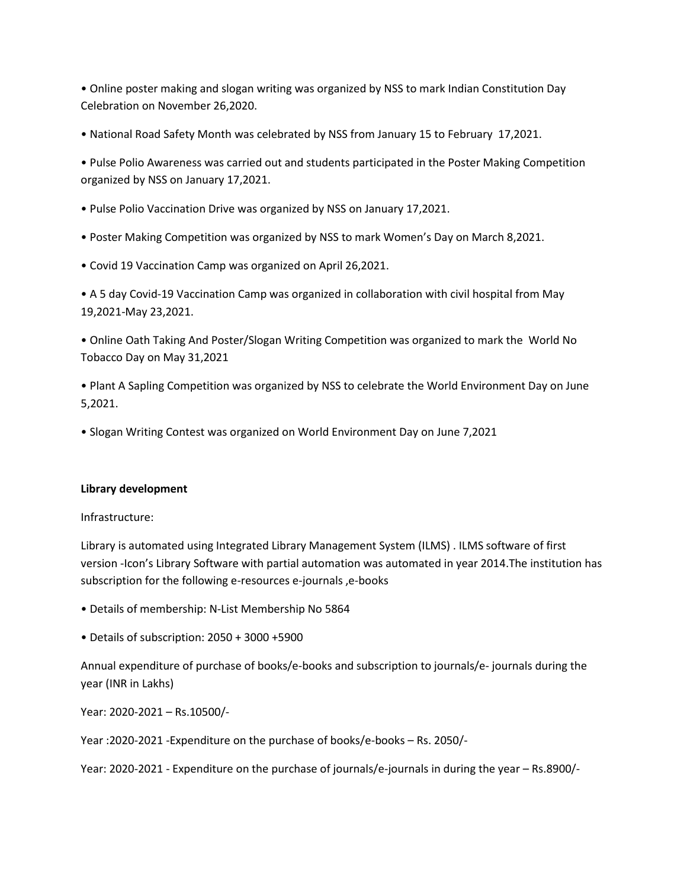- Online poster making and slogan writing was organized by NSS to mark Indian Constitution Day Celebration on November 26,2020.
- National Road Safety Month was celebrated by NSS from January 15 to February 17,2021.
- Pulse Polio Awareness was carried out and students participated in the Poster Making Competition organized by NSS on January 17,2021.
- Pulse Polio Vaccination Drive was organized by NSS on January 17,2021.
- Poster Making Competition was organized by NSS to mark Women's Day on March 8,2021.
- Covid 19 Vaccination Camp was organized on April 26,2021.
- A 5 day Covid-19 Vaccination Camp was organized in collaboration with civil hospital from May 19,2021-May 23,2021.
- Online Oath Taking And Poster/Slogan Writing Competition was organized to mark the World No Tobacco Day on May 31,2021
- Plant A Sapling Competition was organized by NSS to celebrate the World Environment Day on June 5,2021.
- Slogan Writing Contest was organized on World Environment Day on June 7,2021

**Library development**

Infrastructure:

Library is automated using Integrated Library Management System (ILMS) . ILMS software of first version -Icon's Library Software with partial automation was automated in year 2014.The institution has subscription for the following e-resources e-journals ,e-books

- Details of membership: N-List Membership No 5864
- Details of subscription: 2050 + 3000 +5900

Annual expenditure of purchase of books/e-books and subscription to journals/e- journals during the year (INR in Lakhs)

Year: 2020-2021 – Rs.10500/-

Year :2020-2021 -Expenditure on the purchase of books/e-books – Rs. 2050/-

Year: 2020-2021 - Expenditure on the purchase of journals/e-journals in during the year – Rs.8900/-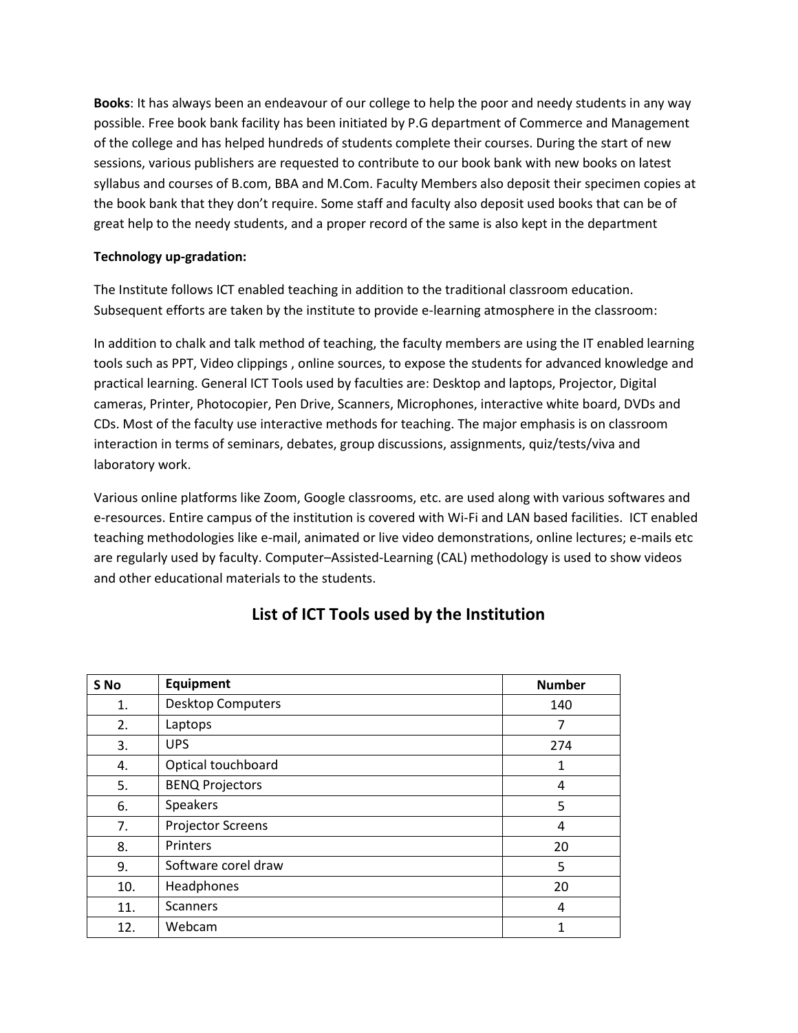**Books**: It has always been an endeavour of our college to help the poor and needy students in any way possible. Free book bank facility has been initiated by P.G department of Commerce and Management of the college and has helped hundreds of students complete their courses. During the start of new sessions, various publishers are requested to contribute to our book bank with new books on latest syllabus and courses of B.com, BBA and M.Com. Faculty Members also deposit their specimen copies at the book bank that they don't require. Some staff and faculty also deposit used books that can be of great help to the needy students, and a proper record of the same is also kept in the department

**Technology up-gradation:**

The Institute follows ICT enabled teaching in addition to the traditional classroom education. Subsequent efforts are taken by the institute to provide e-learning atmosphere in the classroom:

In addition to chalk and talk method of teaching, the faculty members are using the IT enabled learning tools such as PPT, Video clippings , online sources, to expose the students for advanced knowledge and practical learning. General ICT Tools used by faculties are: Desktop and laptops, Projector, Digital cameras, Printer, Photocopier, Pen Drive, Scanners, Microphones, interactive white board, DVDs and CDs. Most of the faculty use interactive methods for teaching. The major emphasis is on classroom interaction in terms of seminars, debates, group discussions, assignments, quiz/tests/viva and laboratory work.

Various online platforms like Zoom, Google classrooms, etc. are used along with various softwares and e-resources. Entire campus of the institution is covered with Wi-Fi and LAN based facilities. ICT enabled teaching methodologies like e-mail, animated or live video demonstrations, online lectures; e-mails etc are regularly used by faculty. Computer–Assisted-Learning (CAL) methodology is used to show videos and other educational materials to the students.

## List of ICT Tools used by the Institution

| S No | Equipment | Number |
|---|---|---|
| 1. | Desktop Computers | 140 |
| 2. | Laptops | 7 |
| 3. | UPS | 274 |
| 4. | Optical touchboard | 1 |
| 5. | BENQ Projectors | 4 |
| 6. | Speakers | 5 |
| 7. | Projector Screens | 4 |
| 8. | Printers | 20 |
| 9. | Software corel draw | 5 |
| 10. | Headphones | 20 |
| 11. | Scanners | 4 |
| 12. | Webcam | 1 |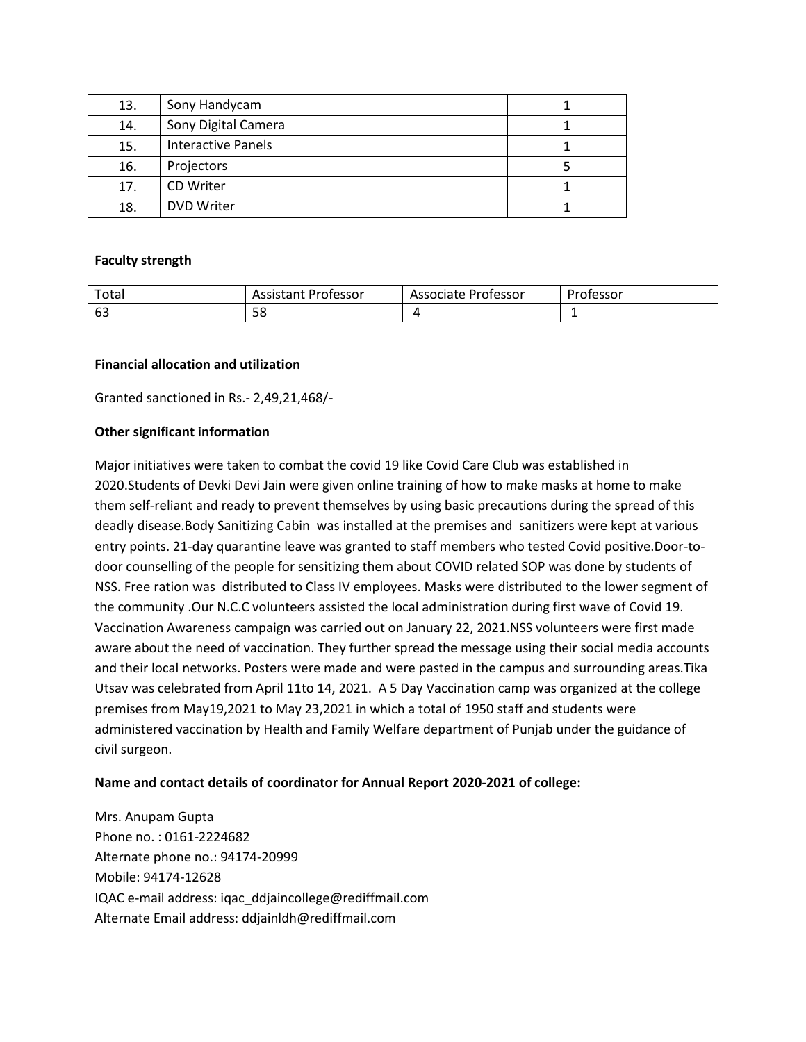| | | |
|---|---|---|
| 13. | Sony Handycam | 1 |
| 14. | Sony Digital Camera | 1 |
| 15. | Interactive Panels | 1 |
| 16. | Projectors | 5 |
| 17. | CD Writer | 1 |
| 18. | DVD Writer | 1 |

**Faculty strength**

| Total | Assistant Professor | Associate Professor | Professor |
|---|---|---|---|
| 63 | 58 | 4 | 1 |

**Financial allocation and utilization**

Granted sanctioned in Rs.- 2,49,21,468/-

**Other significant information**

Major initiatives were taken to combat the covid 19 like Covid Care Club was established in 2020.Students of Devki Devi Jain were given online training of how to make masks at home to make them self-reliant and ready to prevent themselves by using basic precautions during the spread of this deadly disease.Body Sanitizing Cabin was installed at the premises and sanitizers were kept at various entry points. 21-day quarantine leave was granted to staff members who tested Covid positive.Door-to-door counselling of the people for sensitizing them about COVID related SOP was done by students of NSS. Free ration was distributed to Class IV employees. Masks were distributed to the lower segment of the community .Our N.C.C volunteers assisted the local administration during first wave of Covid 19. Vaccination Awareness campaign was carried out on January 22, 2021.NSS volunteers were first made aware about the need of vaccination. They further spread the message using their social media accounts and their local networks. Posters were made and were pasted in the campus and surrounding areas.Tika Utsav was celebrated from April 11to 14, 2021. A 5 Day Vaccination camp was organized at the college premises from May19,2021 to May 23,2021 in which a total of 1950 staff and students were administered vaccination by Health and Family Welfare department of Punjab under the guidance of civil surgeon.

**Name and contact details of coordinator for Annual Report 2020-2021 of college:**

Mrs. Anupam Gupta  
Phone no. : 0161-2224682  
Alternate phone no.: 94174-20999  
Mobile: 94174-12628  
IQAC e-mail address: iqac_ddjaincollege@rediffmail.com  
Alternate Email address: ddjainldh@rediffmail.com